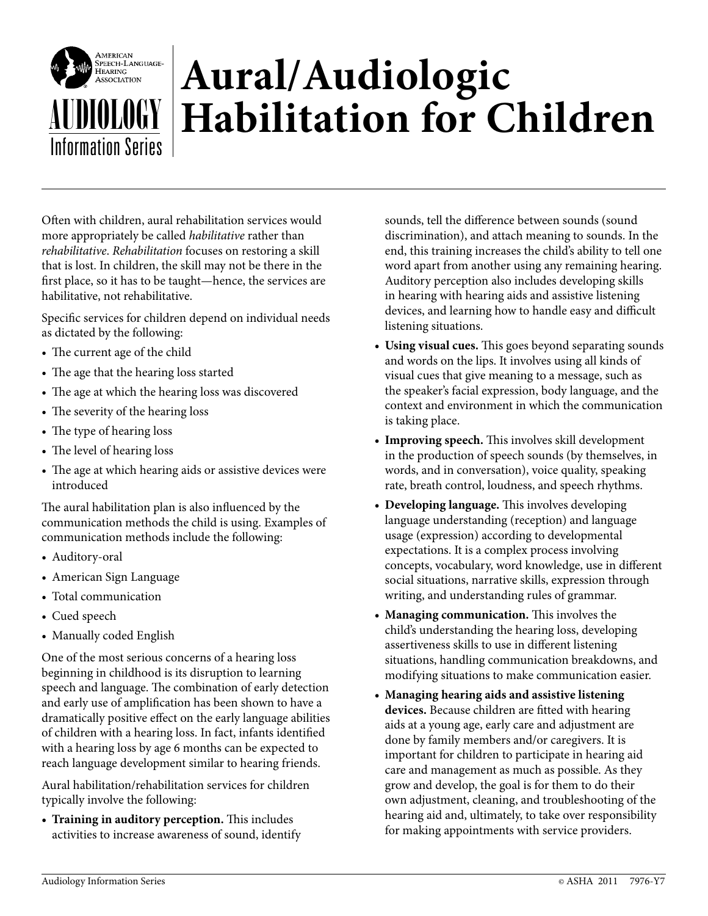American Speech-Language-Hearing Association

AUDIOLOGY Information Series

# Aural/Audiologic Habilitation for Children

Often with children, aural rehabilitation services would more appropriately be called *habilitative* rather than *rehabilitative*. *Rehabilitation* focuses on restoring a skill that is lost. In children, the skill may not be there in the first place, so it has to be taught—hence, the services are habilitative, not rehabilitative.

Specific services for children depend on individual needs as dictated by the following:

- The current age of the child
- The age that the hearing loss started
- The age at which the hearing loss was discovered
- The severity of the hearing loss
- The type of hearing loss
- The level of hearing loss
- The age at which hearing aids or assistive devices were introduced

The aural habilitation plan is also influenced by the communication methods the child is using. Examples of communication methods include the following:

- Auditory-oral
- American Sign Language
- Total communication
- Cued speech
- Manually coded English

One of the most serious concerns of a hearing loss beginning in childhood is its disruption to learning speech and language. The combination of early detection and early use of amplification has been shown to have a dramatically positive effect on the early language abilities of children with a hearing loss. In fact, infants identified with a hearing loss by age 6 months can be expected to reach language development similar to hearing friends.

Aural habilitation/rehabilitation services for children typically involve the following:

- **Training in auditory perception.** This includes activities to increase awareness of sound, identify sounds, tell the difference between sounds (sound discrimination), and attach meaning to sounds. In the end, this training increases the child's ability to tell one word apart from another using any remaining hearing. Auditory perception also includes developing skills in hearing with hearing aids and assistive listening devices, and learning how to handle easy and difficult listening situations.
- **Using visual cues.** This goes beyond separating sounds and words on the lips. It involves using all kinds of visual cues that give meaning to a message, such as the speaker's facial expression, body language, and the context and environment in which the communication is taking place.
- **Improving speech.** This involves skill development in the production of speech sounds (by themselves, in words, and in conversation), voice quality, speaking rate, breath control, loudness, and speech rhythms.
- **Developing language.** This involves developing language understanding (reception) and language usage (expression) according to developmental expectations. It is a complex process involving concepts, vocabulary, word knowledge, use in different social situations, narrative skills, expression through writing, and understanding rules of grammar.
- **Managing communication.** This involves the child's understanding the hearing loss, developing assertiveness skills to use in different listening situations, handling communication breakdowns, and modifying situations to make communication easier.
- **Managing hearing aids and assistive listening devices.** Because children are fitted with hearing aids at a young age, early care and adjustment are done by family members and/or caregivers. It is important for children to participate in hearing aid care and management as much as possible. As they grow and develop, the goal is for them to do their own adjustment, cleaning, and troubleshooting of the hearing aid and, ultimately, to take over responsibility for making appointments with service providers.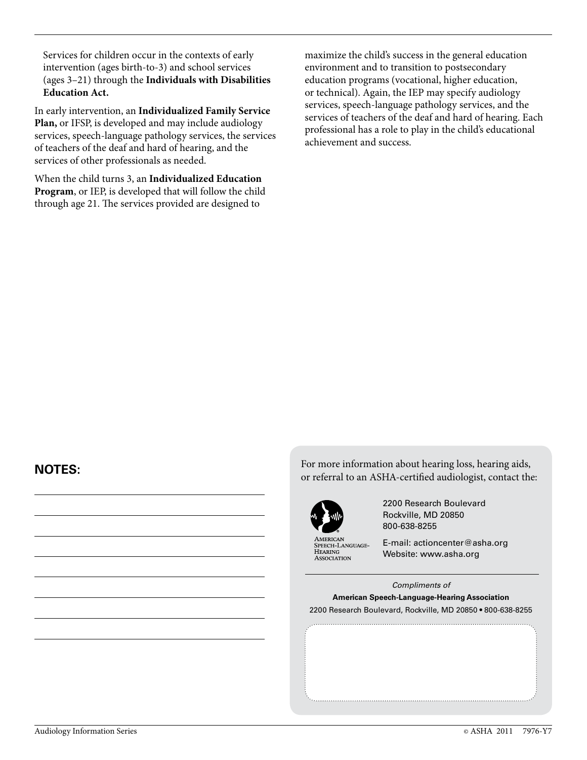Services for children occur in the contexts of early intervention (ages birth-to-3) and school services (ages 3–21) through the **Individuals with Disabilities Education Act.**

In early intervention, an **Individualized Family Service Plan,** or IFSP, is developed and may include audiology services, speech-language pathology services, the services of teachers of the deaf and hard of hearing, and the services of other professionals as needed.

When the child turns 3, an **Individualized Education Program**, or IEP, is developed that will follow the child through age 21. The services provided are designed to maximize the child's success in the general education environment and to transition to postsecondary education programs (vocational, higher education, or technical). Again, the IEP may specify audiology services, speech-language pathology services, and the services of teachers of the deaf and hard of hearing. Each professional has a role to play in the child's educational achievement and success.

## NOTES:

For more information about hearing loss, hearing aids, or referral to an ASHA-certified audiologist, contact the:

American Speech-Language-Hearing Association

2200 Research Boulevard
Rockville, MD 20850
800-638-8255

E-mail: actioncenter@asha.org
Website: www.asha.org

*Compliments of*

**American Speech-Language-Hearing Association**

2200 Research Boulevard, Rockville, MD 20850 • 800-638-8255

Audiology Information Series © ASHA 2011 7976-Y7